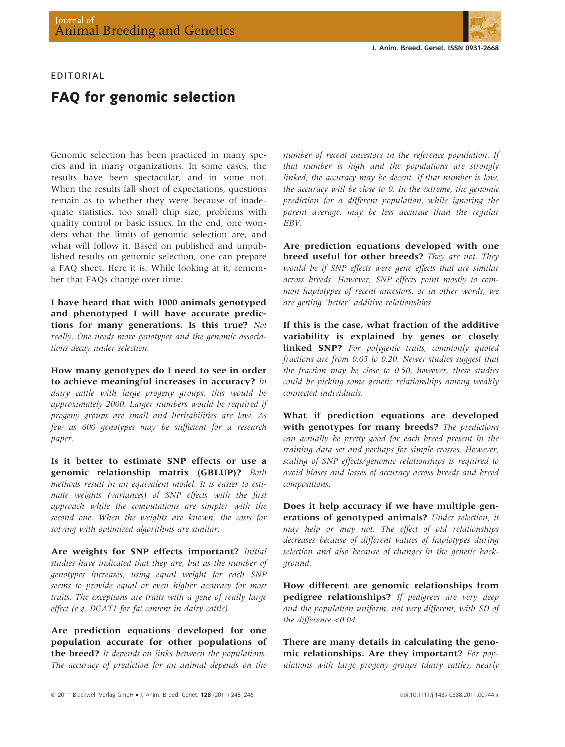EDITORIAL

# FAQ for genomic selection

Genomic selection has been practiced in many species and in many organizations. In some cases, the results have been spectacular, and in some not. When the results fall short of expectations, questions remain as to whether they were because of inadequate statistics, too small chip size, problems with quality control or basic issues. In the end, one wonders what the limits of genomic selection are, and what will follow it. Based on published and unpublished results on genomic selection, one can prepare a FAQ sheet. Here it is. While looking at it, remember that FAQs change over time.

**I have heard that with 1000 animals genotyped and phenotyped I will have accurate predictions for many generations. Is this true?** *Not really. One needs more genotypes and the genomic associations decay under selection.*

**How many genotypes do I need to see in order to achieve meaningful increases in accuracy?** *In dairy cattle with large progeny groups, this would be approximately 2000. Larger numbers would be required if progeny groups are small and heritabilities are low. As few as 600 genotypes may be sufficient for a research paper.*

**Is it better to estimate SNP effects or use a genomic relationship matrix (GBLUP)?** *Both methods result in an equivalent model. It is easier to estimate weights (variances) of SNP effects with the first approach while the computations are simpler with the second one. When the weights are known, the costs for solving with optimized algorithms are similar.*

**Are weights for SNP effects important?** *Initial studies have indicated that they are, but as the number of genotypes increases, using equal weight for each SNP seems to provide equal or even higher accuracy for most traits. The exceptions are traits with a gene of really large effect (e.g. DGAT1 for fat content in dairy cattle).*

**Are prediction equations developed for one population accurate for other populations of the breed?** *It depends on links between the populations. The accuracy of prediction for an animal depends on the number of recent ancestors in the reference population. If that number is high and the populations are strongly linked, the accuracy may be decent. If that number is low, the accuracy will be close to 0. In the extreme, the genomic prediction for a different population, while ignoring the parent average, may be less accurate than the regular EBV.*

**Are prediction equations developed with one breed useful for other breeds?** *They are not. They would be if SNP effects were gene effects that are similar across breeds. However, SNP effects point mostly to common haplotypes of recent ancestors, or in other words, we are getting 'better' additive relationships.*

**If this is the case, what fraction of the additive variability is explained by genes or closely linked SNP?** *For polygenic traits, commonly quoted fractions are from 0.05 to 0.20. Newer studies suggest that the fraction may be close to 0.50; however, these studies could be picking some genetic relationships among weakly connected individuals.*

**What if prediction equations are developed with genotypes for many breeds?** *The predictions can actually be pretty good for each breed present in the training data set and perhaps for simple crosses. However, scaling of SNP effects/genomic relationships is required to avoid biases and losses of accuracy across breeds and breed compositions.*

**Does it help accuracy if we have multiple generations of genotyped animals?** *Under selection, it may help or may not. The effect of old relationships decreases because of different values of haplotypes during selection and also because of changes in the genetic background.*

**How different are genomic relationships from pedigree relationships?** *If pedigrees are very deep and the population uniform, not very different, with SD of the difference <0.04.*

**There are many details in calculating the genomic relationships. Are they important?** *For populations with large progeny groups (dairy cattle), nearly*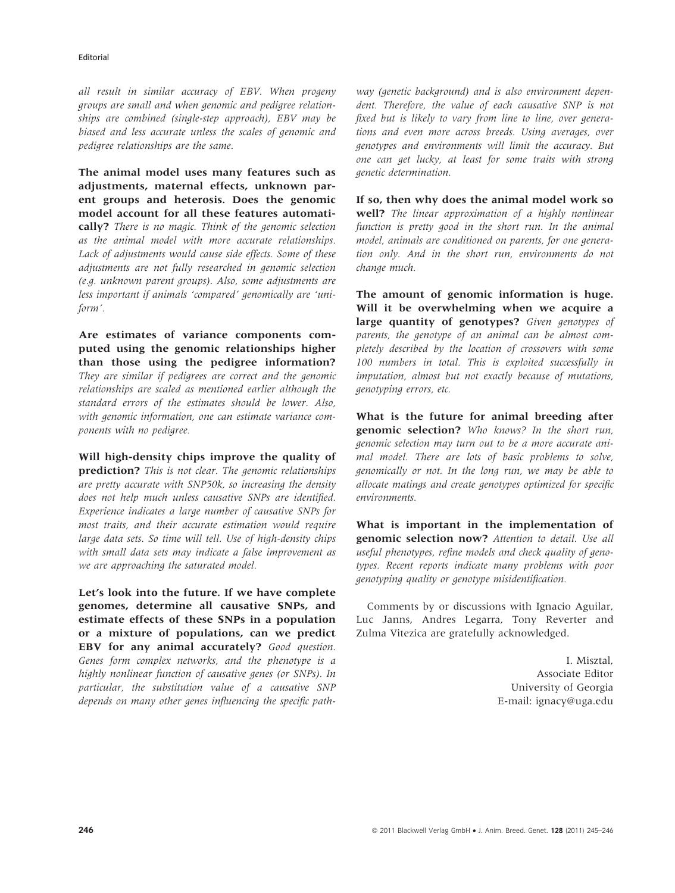*all result in similar accuracy of EBV. When progeny groups are small and when genomic and pedigree relationships are combined (single-step approach), EBV may be biased and less accurate unless the scales of genomic and pedigree relationships are the same.*

**The animal model uses many features such as adjustments, maternal effects, unknown parent groups and heterosis. Does the genomic model account for all these features automatically?** *There is no magic. Think of the genomic selection as the animal model with more accurate relationships. Lack of adjustments would cause side effects. Some of these adjustments are not fully researched in genomic selection (e.g. unknown parent groups). Also, some adjustments are less important if animals 'compared' genomically are 'uniform'.*

**Are estimates of variance components computed using the genomic relationships higher than those using the pedigree information?** *They are similar if pedigrees are correct and the genomic relationships are scaled as mentioned earlier although the standard errors of the estimates should be lower. Also, with genomic information, one can estimate variance components with no pedigree.*

**Will high-density chips improve the quality of prediction?** *This is not clear. The genomic relationships are pretty accurate with SNP50k, so increasing the density does not help much unless causative SNPs are identified. Experience indicates a large number of causative SNPs for most traits, and their accurate estimation would require large data sets. So time will tell. Use of high-density chips with small data sets may indicate a false improvement as we are approaching the saturated model.*

**Let's look into the future. If we have complete genomes, determine all causative SNPs, and estimate effects of these SNPs in a population or a mixture of populations, can we predict EBV for any animal accurately?** *Good question. Genes form complex networks, and the phenotype is a highly nonlinear function of causative genes (or SNPs). In particular, the substitution value of a causative SNP depends on many other genes influencing the specific pathway (genetic background) and is also environment dependent. Therefore, the value of each causative SNP is not fixed but is likely to vary from line to line, over generations and even more across breeds. Using averages, over genotypes and environments will limit the accuracy. But one can get lucky, at least for some traits with strong genetic determination.*

**If so, then why does the animal model work so well?** *The linear approximation of a highly nonlinear function is pretty good in the short run. In the animal model, animals are conditioned on parents, for one generation only. And in the short run, environments do not change much.*

**The amount of genomic information is huge. Will it be overwhelming when we acquire a large quantity of genotypes?** *Given genotypes of parents, the genotype of an animal can be almost completely described by the location of crossovers with some 100 numbers in total. This is exploited successfully in imputation, almost but not exactly because of mutations, genotyping errors, etc.*

**What is the future for animal breeding after genomic selection?** *Who knows? In the short run, genomic selection may turn out to be a more accurate animal model. There are lots of basic problems to solve, genomically or not. In the long run, we may be able to allocate matings and create genotypes optimized for specific environments.*

**What is important in the implementation of genomic selection now?** *Attention to detail. Use all useful phenotypes, refine models and check quality of genotypes. Recent reports indicate many problems with poor genotyping quality or genotype misidentification.*

Comments by or discussions with Ignacio Aguilar, Luc Janns, Andres Legarra, Tony Reverter and Zulma Vitezica are gratefully acknowledged.

I. Misztal,
Associate Editor
University of Georgia
E-mail: ignacy@uga.edu